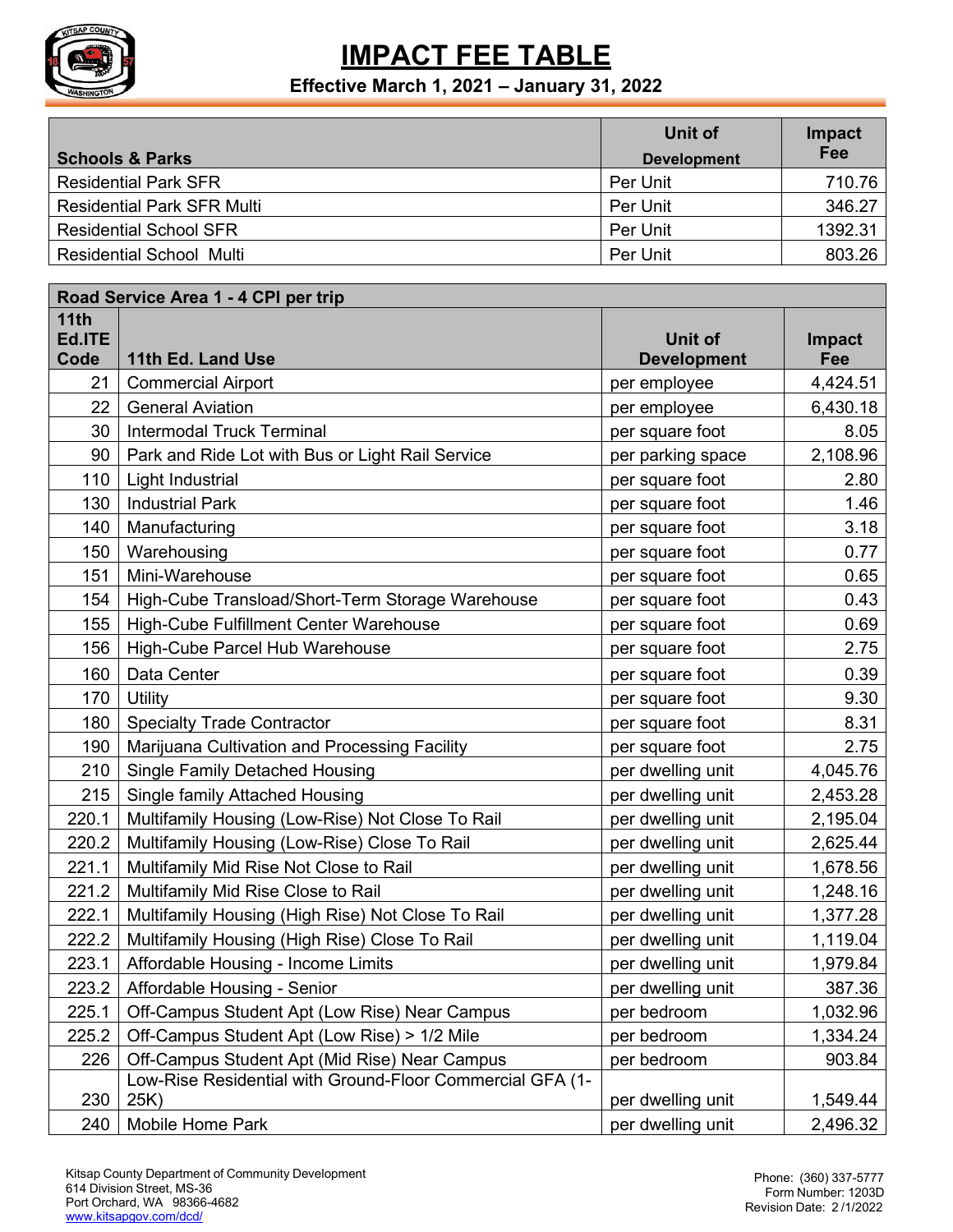# IMPACT FEE TABLE

**Effective March 1, 2021 – January 31, 2022**

| Schools & Parks | Unit of Development | Impact Fee |
|---|---|---|
| Residential Park SFR | Per Unit | 710.76 |
| Residential Park SFR Multi | Per Unit | 346.27 |
| Residential School SFR | Per Unit | 1392.31 |
| Residential School Multi | Per Unit | 803.26 |

| Road Service Area 1 - 4 CPI per trip | | | |
|---|---|---|---|
| 11th Ed.ITE Code | 11th Ed. Land Use | Unit of Development | Impact Fee |
| 21 | Commercial Airport | per employee | 4,424.51 |
| 22 | General Aviation | per employee | 6,430.18 |
| 30 | Intermodal Truck Terminal | per square foot | 8.05 |
| 90 | Park and Ride Lot with Bus or Light Rail Service | per parking space | 2,108.96 |
| 110 | Light Industrial | per square foot | 2.80 |
| 130 | Industrial Park | per square foot | 1.46 |
| 140 | Manufacturing | per square foot | 3.18 |
| 150 | Warehousing | per square foot | 0.77 |
| 151 | Mini-Warehouse | per square foot | 0.65 |
| 154 | High-Cube Transload/Short-Term Storage Warehouse | per square foot | 0.43 |
| 155 | High-Cube Fulfillment Center Warehouse | per square foot | 0.69 |
| 156 | High-Cube Parcel Hub Warehouse | per square foot | 2.75 |
| 160 | Data Center | per square foot | 0.39 |
| 170 | Utility | per square foot | 9.30 |
| 180 | Specialty Trade Contractor | per square foot | 8.31 |
| 190 | Marijuana Cultivation and Processing Facility | per square foot | 2.75 |
| 210 | Single Family Detached Housing | per dwelling unit | 4,045.76 |
| 215 | Single family Attached Housing | per dwelling unit | 2,453.28 |
| 220.1 | Multifamily Housing (Low-Rise) Not Close To Rail | per dwelling unit | 2,195.04 |
| 220.2 | Multifamily Housing (Low-Rise) Close To Rail | per dwelling unit | 2,625.44 |
| 221.1 | Multifamily Mid Rise Not Close to Rail | per dwelling unit | 1,678.56 |
| 221.2 | Multifamily Mid Rise Close to Rail | per dwelling unit | 1,248.16 |
| 222.1 | Multifamily Housing (High Rise) Not Close To Rail | per dwelling unit | 1,377.28 |
| 222.2 | Multifamily Housing (High Rise) Close To Rail | per dwelling unit | 1,119.04 |
| 223.1 | Affordable Housing - Income Limits | per dwelling unit | 1,979.84 |
| 223.2 | Affordable Housing - Senior | per dwelling unit | 387.36 |
| 225.1 | Off-Campus Student Apt (Low Rise) Near Campus | per bedroom | 1,032.96 |
| 225.2 | Off-Campus Student Apt (Low Rise) > 1/2 Mile | per bedroom | 1,334.24 |
| 226 | Off-Campus Student Apt (Mid Rise) Near Campus | per bedroom | 903.84 |
| 230 | Low-Rise Residential with Ground-Floor Commercial GFA (1-25K) | per dwelling unit | 1,549.44 |
| 240 | Mobile Home Park | per dwelling unit | 2,496.32 |

Kitsap County Department of Community Development
614 Division Street, MS-36
Port Orchard, WA 98366-4682
www.kitsapgov.com/dcd/

Phone: (360) 337-5777
Form Number: 1203D
Revision Date: 2/1/2022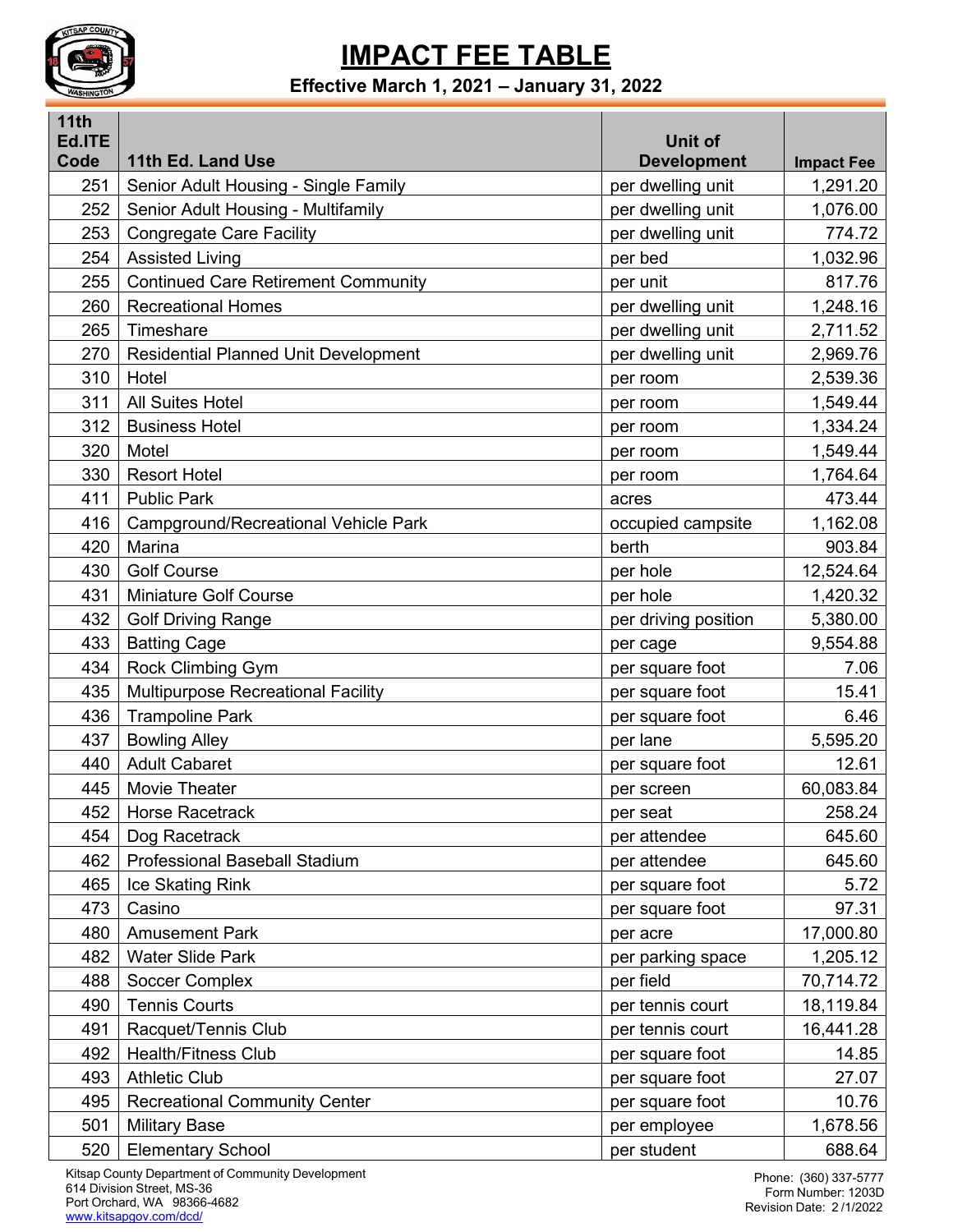# IMPACT FEE TABLE

**Effective March 1, 2021 – January 31, 2022**

| 11th Ed.ITE Code | 11th Ed. Land Use | Unit of Development | Impact Fee |
|---|---|---|---|
| 251 | Senior Adult Housing - Single Family | per dwelling unit | 1,291.20 |
| 252 | Senior Adult Housing - Multifamily | per dwelling unit | 1,076.00 |
| 253 | Congregate Care Facility | per dwelling unit | 774.72 |
| 254 | Assisted Living | per bed | 1,032.96 |
| 255 | Continued Care Retirement Community | per unit | 817.76 |
| 260 | Recreational Homes | per dwelling unit | 1,248.16 |
| 265 | Timeshare | per dwelling unit | 2,711.52 |
| 270 | Residential Planned Unit Development | per dwelling unit | 2,969.76 |
| 310 | Hotel | per room | 2,539.36 |
| 311 | All Suites Hotel | per room | 1,549.44 |
| 312 | Business Hotel | per room | 1,334.24 |
| 320 | Motel | per room | 1,549.44 |
| 330 | Resort Hotel | per room | 1,764.64 |
| 411 | Public Park | acres | 473.44 |
| 416 | Campground/Recreational Vehicle Park | occupied campsite | 1,162.08 |
| 420 | Marina | berth | 903.84 |
| 430 | Golf Course | per hole | 12,524.64 |
| 431 | Miniature Golf Course | per hole | 1,420.32 |
| 432 | Golf Driving Range | per driving position | 5,380.00 |
| 433 | Batting Cage | per cage | 9,554.88 |
| 434 | Rock Climbing Gym | per square foot | 7.06 |
| 435 | Multipurpose Recreational Facility | per square foot | 15.41 |
| 436 | Trampoline Park | per square foot | 6.46 |
| 437 | Bowling Alley | per lane | 5,595.20 |
| 440 | Adult Cabaret | per square foot | 12.61 |
| 445 | Movie Theater | per screen | 60,083.84 |
| 452 | Horse Racetrack | per seat | 258.24 |
| 454 | Dog Racetrack | per attendee | 645.60 |
| 462 | Professional Baseball Stadium | per attendee | 645.60 |
| 465 | Ice Skating Rink | per square foot | 5.72 |
| 473 | Casino | per square foot | 97.31 |
| 480 | Amusement Park | per acre | 17,000.80 |
| 482 | Water Slide Park | per parking space | 1,205.12 |
| 488 | Soccer Complex | per field | 70,714.72 |
| 490 | Tennis Courts | per tennis court | 18,119.84 |
| 491 | Racquet/Tennis Club | per tennis court | 16,441.28 |
| 492 | Health/Fitness Club | per square foot | 14.85 |
| 493 | Athletic Club | per square foot | 27.07 |
| 495 | Recreational Community Center | per square foot | 10.76 |
| 501 | Military Base | per employee | 1,678.56 |
| 520 | Elementary School | per student | 688.64 |

Kitsap County Department of Community Development
614 Division Street, MS-36
Port Orchard, WA 98366-4682
www.kitsapgov.com/dcd/

Phone: (360) 337-5777
Form Number: 1203D
Revision Date: 2/1/2022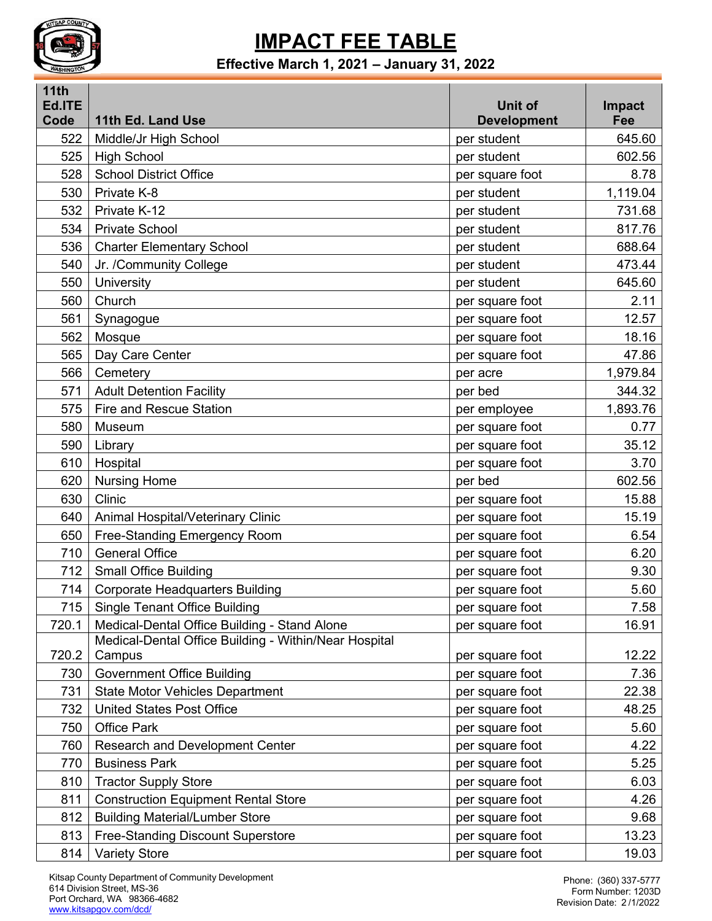# IMPACT FEE TABLE

**Effective March 1, 2021 – January 31, 2022**

| 11th Ed.ITE Code | 11th Ed. Land Use | Unit of Development | Impact Fee |
|---|---|---|---|
| 522 | Middle/Jr High School | per student | 645.60 |
| 525 | High School | per student | 602.56 |
| 528 | School District Office | per square foot | 8.78 |
| 530 | Private K-8 | per student | 1,119.04 |
| 532 | Private K-12 | per student | 731.68 |
| 534 | Private School | per student | 817.76 |
| 536 | Charter Elementary School | per student | 688.64 |
| 540 | Jr. /Community College | per student | 473.44 |
| 550 | University | per student | 645.60 |
| 560 | Church | per square foot | 2.11 |
| 561 | Synagogue | per square foot | 12.57 |
| 562 | Mosque | per square foot | 18.16 |
| 565 | Day Care Center | per square foot | 47.86 |
| 566 | Cemetery | per acre | 1,979.84 |
| 571 | Adult Detention Facility | per bed | 344.32 |
| 575 | Fire and Rescue Station | per employee | 1,893.76 |
| 580 | Museum | per square foot | 0.77 |
| 590 | Library | per square foot | 35.12 |
| 610 | Hospital | per square foot | 3.70 |
| 620 | Nursing Home | per bed | 602.56 |
| 630 | Clinic | per square foot | 15.88 |
| 640 | Animal Hospital/Veterinary Clinic | per square foot | 15.19 |
| 650 | Free-Standing Emergency Room | per square foot | 6.54 |
| 710 | General Office | per square foot | 6.20 |
| 712 | Small Office Building | per square foot | 9.30 |
| 714 | Corporate Headquarters Building | per square foot | 5.60 |
| 715 | Single Tenant Office Building | per square foot | 7.58 |
| 720.1 | Medical-Dental Office Building - Stand Alone | per square foot | 16.91 |
| 720.2 | Medical-Dental Office Building - Within/Near Hospital Campus | per square foot | 12.22 |
| 730 | Government Office Building | per square foot | 7.36 |
| 731 | State Motor Vehicles Department | per square foot | 22.38 |
| 732 | United States Post Office | per square foot | 48.25 |
| 750 | Office Park | per square foot | 5.60 |
| 760 | Research and Development Center | per square foot | 4.22 |
| 770 | Business Park | per square foot | 5.25 |
| 810 | Tractor Supply Store | per square foot | 6.03 |
| 811 | Construction Equipment Rental Store | per square foot | 4.26 |
| 812 | Building Material/Lumber Store | per square foot | 9.68 |
| 813 | Free-Standing Discount Superstore | per square foot | 13.23 |
| 814 | Variety Store | per square foot | 19.03 |

Kitsap County Department of Community Development
614 Division Street, MS-36
Port Orchard, WA 98366-4682
www.kitsapgov.com/dcd/

Phone: (360) 337-5777
Form Number: 1203D
Revision Date: 2 /1/2022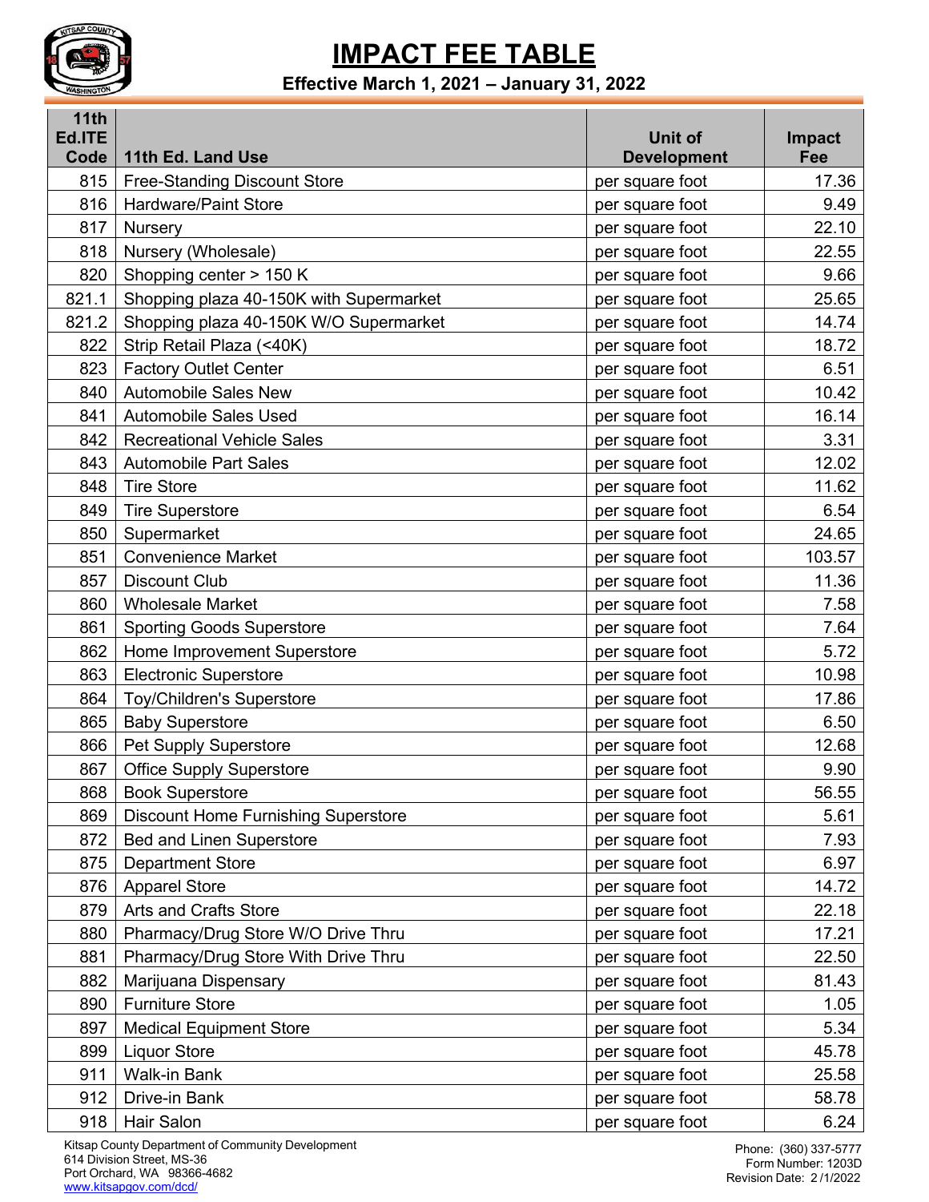# IMPACT FEE TABLE

**Effective March 1, 2021 – January 31, 2022**

| 11th Ed.ITE Code | 11th Ed. Land Use | Unit of Development | Impact Fee |
|---|---|---|---|
| 815 | Free-Standing Discount Store | per square foot | 17.36 |
| 816 | Hardware/Paint Store | per square foot | 9.49 |
| 817 | Nursery | per square foot | 22.10 |
| 818 | Nursery (Wholesale) | per square foot | 22.55 |
| 820 | Shopping center > 150 K | per square foot | 9.66 |
| 821.1 | Shopping plaza 40-150K with Supermarket | per square foot | 25.65 |
| 821.2 | Shopping plaza 40-150K W/O Supermarket | per square foot | 14.74 |
| 822 | Strip Retail Plaza (<40K) | per square foot | 18.72 |
| 823 | Factory Outlet Center | per square foot | 6.51 |
| 840 | Automobile Sales New | per square foot | 10.42 |
| 841 | Automobile Sales Used | per square foot | 16.14 |
| 842 | Recreational Vehicle Sales | per square foot | 3.31 |
| 843 | Automobile Part Sales | per square foot | 12.02 |
| 848 | Tire Store | per square foot | 11.62 |
| 849 | Tire Superstore | per square foot | 6.54 |
| 850 | Supermarket | per square foot | 24.65 |
| 851 | Convenience Market | per square foot | 103.57 |
| 857 | Discount Club | per square foot | 11.36 |
| 860 | Wholesale Market | per square foot | 7.58 |
| 861 | Sporting Goods Superstore | per square foot | 7.64 |
| 862 | Home Improvement Superstore | per square foot | 5.72 |
| 863 | Electronic Superstore | per square foot | 10.98 |
| 864 | Toy/Children's Superstore | per square foot | 17.86 |
| 865 | Baby Superstore | per square foot | 6.50 |
| 866 | Pet Supply Superstore | per square foot | 12.68 |
| 867 | Office Supply Superstore | per square foot | 9.90 |
| 868 | Book Superstore | per square foot | 56.55 |
| 869 | Discount Home Furnishing Superstore | per square foot | 5.61 |
| 872 | Bed and Linen Superstore | per square foot | 7.93 |
| 875 | Department Store | per square foot | 6.97 |
| 876 | Apparel Store | per square foot | 14.72 |
| 879 | Arts and Crafts Store | per square foot | 22.18 |
| 880 | Pharmacy/Drug Store W/O Drive Thru | per square foot | 17.21 |
| 881 | Pharmacy/Drug Store With Drive Thru | per square foot | 22.50 |
| 882 | Marijuana Dispensary | per square foot | 81.43 |
| 890 | Furniture Store | per square foot | 1.05 |
| 897 | Medical Equipment Store | per square foot | 5.34 |
| 899 | Liquor Store | per square foot | 45.78 |
| 911 | Walk-in Bank | per square foot | 25.58 |
| 912 | Drive-in Bank | per square foot | 58.78 |
| 918 | Hair Salon | per square foot | 6.24 |

Kitsap County Department of Community Development
614 Division Street, MS-36
Port Orchard, WA 98366-4682
www.kitsapgov.com/dcd/

Phone: (360) 337-5777
Form Number: 1203D
Revision Date: 2/1/2022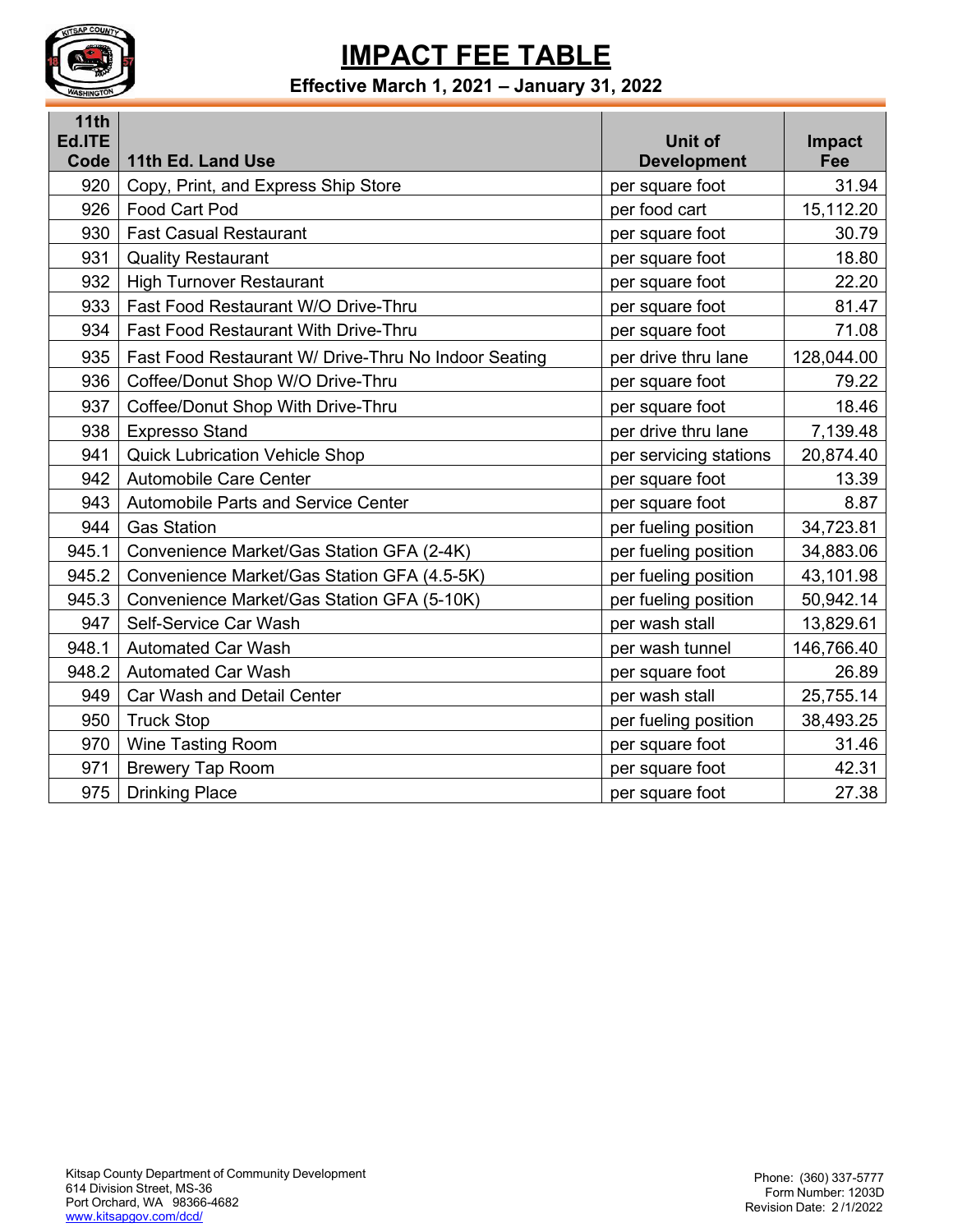# IMPACT FEE TABLE

**Effective March 1, 2021 – January 31, 2022**

| 11th Ed.ITE Code | 11th Ed. Land Use | Unit of Development | Impact Fee |
|---|---|---|---|
| 920 | Copy, Print, and Express Ship Store | per square foot | 31.94 |
| 926 | Food Cart Pod | per food cart | 15,112.20 |
| 930 | Fast Casual Restaurant | per square foot | 30.79 |
| 931 | Quality Restaurant | per square foot | 18.80 |
| 932 | High Turnover Restaurant | per square foot | 22.20 |
| 933 | Fast Food Restaurant W/O Drive-Thru | per square foot | 81.47 |
| 934 | Fast Food Restaurant With Drive-Thru | per square foot | 71.08 |
| 935 | Fast Food Restaurant W/ Drive-Thru No Indoor Seating | per drive thru lane | 128,044.00 |
| 936 | Coffee/Donut Shop W/O Drive-Thru | per square foot | 79.22 |
| 937 | Coffee/Donut Shop With Drive-Thru | per square foot | 18.46 |
| 938 | Expresso Stand | per drive thru lane | 7,139.48 |
| 941 | Quick Lubrication Vehicle Shop | per servicing stations | 20,874.40 |
| 942 | Automobile Care Center | per square foot | 13.39 |
| 943 | Automobile Parts and Service Center | per square foot | 8.87 |
| 944 | Gas Station | per fueling position | 34,723.81 |
| 945.1 | Convenience Market/Gas Station GFA (2-4K) | per fueling position | 34,883.06 |
| 945.2 | Convenience Market/Gas Station GFA (4.5-5K) | per fueling position | 43,101.98 |
| 945.3 | Convenience Market/Gas Station GFA (5-10K) | per fueling position | 50,942.14 |
| 947 | Self-Service Car Wash | per wash stall | 13,829.61 |
| 948.1 | Automated Car Wash | per wash tunnel | 146,766.40 |
| 948.2 | Automated Car Wash | per square foot | 26.89 |
| 949 | Car Wash and Detail Center | per wash stall | 25,755.14 |
| 950 | Truck Stop | per fueling position | 38,493.25 |
| 970 | Wine Tasting Room | per square foot | 31.46 |
| 971 | Brewery Tap Room | per square foot | 42.31 |
| 975 | Drinking Place | per square foot | 27.38 |

Kitsap County Department of Community Development
614 Division Street, MS-36
Port Orchard, WA 98366-4682
www.kitsapgov.com/dcd/

Phone: (360) 337-5777
Form Number: 1203D
Revision Date: 2 /1/2022